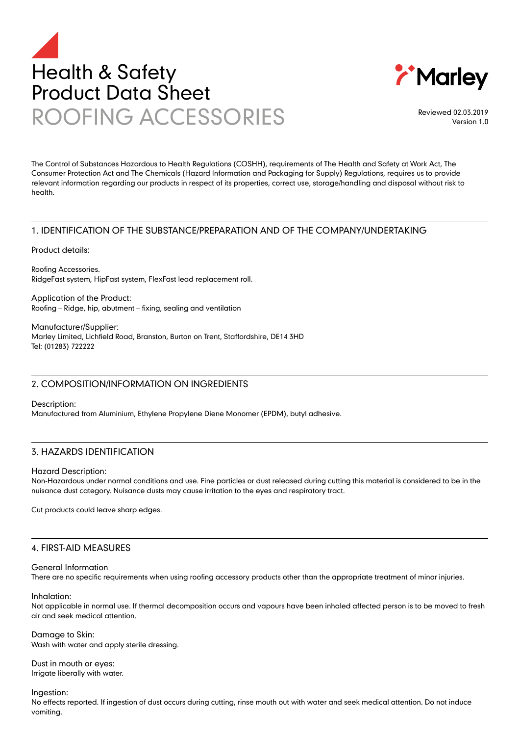# Health & Safety Product Data Sheet
# ROOFING ACCESSORIES

Marley

Reviewed 02.03.2019
Version 1.0

The Control of Substances Hazardous to Health Regulations (COSHH), requirements of The Health and Safety at Work Act, The Consumer Protection Act and The Chemicals (Hazard Information and Packaging for Supply) Regulations, requires us to provide relevant information regarding our products in respect of its properties, correct use, storage/handling and disposal without risk to health.

## 1. IDENTIFICATION OF THE SUBSTANCE/PREPARATION AND OF THE COMPANY/UNDERTAKING

Product details:

Roofing Accessories.
RidgeFast system, HipFast system, FlexFast lead replacement roll.

Application of the Product:
Roofing – Ridge, hip, abutment – fixing, sealing and ventilation

Manufacturer/Supplier:
Marley Limited, Lichfield Road, Branston, Burton on Trent, Staffordshire, DE14 3HD
Tel: (01283) 722222

## 2. COMPOSITION/INFORMATION ON INGREDIENTS

Description:
Manufactured from Aluminium, Ethylene Propylene Diene Monomer (EPDM), butyl adhesive.

## 3. HAZARDS IDENTIFICATION

Hazard Description:
Non-Hazardous under normal conditions and use. Fine particles or dust released during cutting this material is considered to be in the nuisance dust category. Nuisance dusts may cause irritation to the eyes and respiratory tract.

Cut products could leave sharp edges.

## 4. FIRST-AID MEASURES

General Information
There are no specific requirements when using roofing accessory products other than the appropriate treatment of minor injuries.

Inhalation:
Not applicable in normal use. If thermal decomposition occurs and vapours have been inhaled affected person is to be moved to fresh air and seek medical attention.

Damage to Skin:
Wash with water and apply sterile dressing.

Dust in mouth or eyes:
Irrigate liberally with water.

Ingestion:
No effects reported. If ingestion of dust occurs during cutting, rinse mouth out with water and seek medical attention. Do not induce vomiting.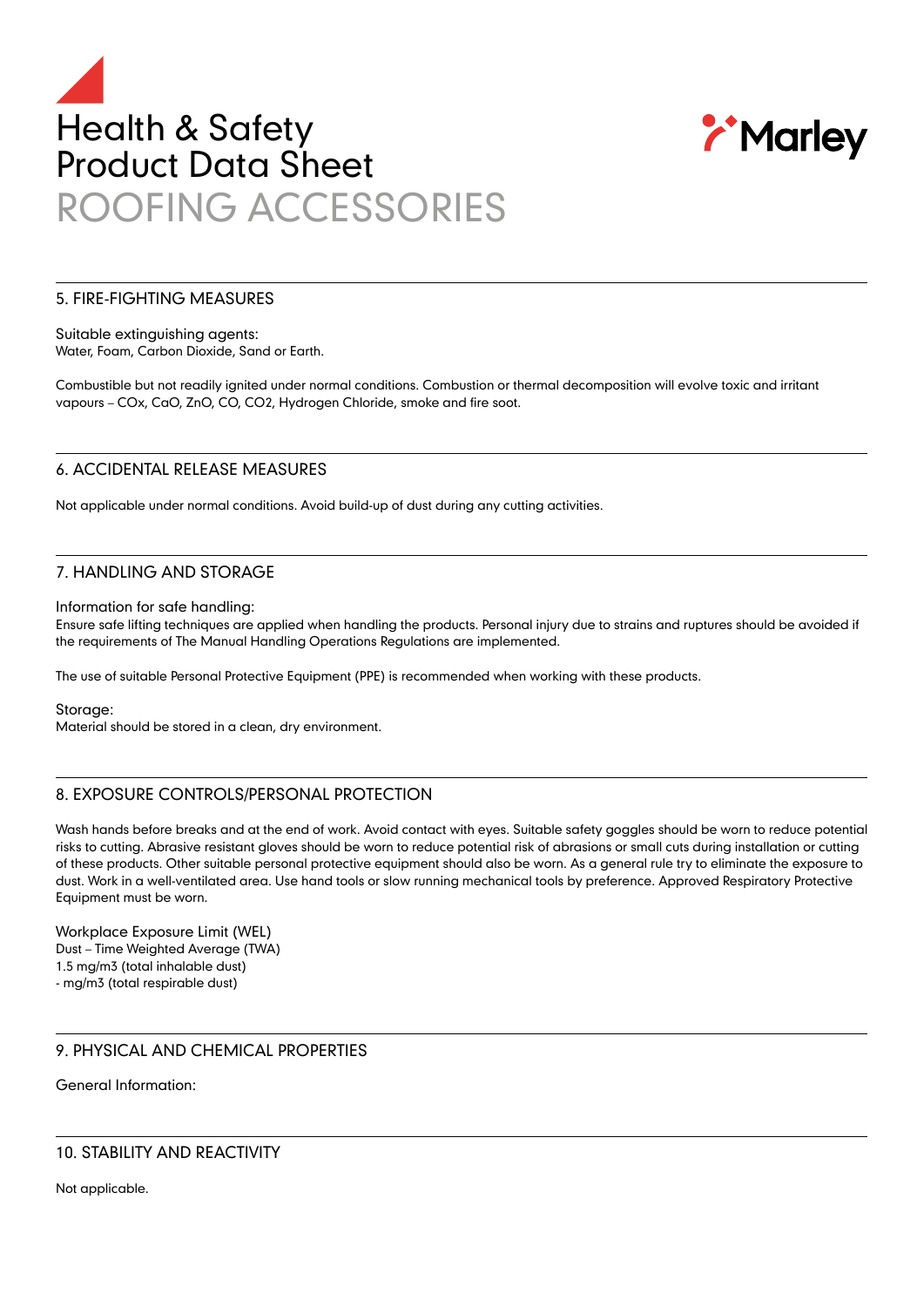# Health & Safety Product Data Sheet
# ROOFING ACCESSORIES

## 5. FIRE-FIGHTING MEASURES

Suitable extinguishing agents:
Water, Foam, Carbon Dioxide, Sand or Earth.

Combustible but not readily ignited under normal conditions. Combustion or thermal decomposition will evolve toxic and irritant vapours – COx, CaO, ZnO, CO, $CO_2$, Hydrogen Chloride, smoke and fire soot.

## 6. ACCIDENTAL RELEASE MEASURES

Not applicable under normal conditions. Avoid build-up of dust during any cutting activities.

## 7. HANDLING AND STORAGE

Information for safe handling:
Ensure safe lifting techniques are applied when handling the products. Personal injury due to strains and ruptures should be avoided if the requirements of The Manual Handling Operations Regulations are implemented.

The use of suitable Personal Protective Equipment (PPE) is recommended when working with these products.

Storage:
Material should be stored in a clean, dry environment.

## 8. EXPOSURE CONTROLS/PERSONAL PROTECTION

Wash hands before breaks and at the end of work. Avoid contact with eyes. Suitable safety goggles should be worn to reduce potential risks to cutting. Abrasive resistant gloves should be worn to reduce potential risk of abrasions or small cuts during installation or cutting of these products. Other suitable personal protective equipment should also be worn. As a general rule try to eliminate the exposure to dust. Work in a well-ventilated area. Use hand tools or slow running mechanical tools by preference. Approved Respiratory Protective Equipment must be worn.

Workplace Exposure Limit (WEL)
Dust – Time Weighted Average (TWA)
1.5 mg/m3 (total inhalable dust)
- mg/m3 (total respirable dust)

## 9. PHYSICAL AND CHEMICAL PROPERTIES

General Information:

## 10. STABILITY AND REACTIVITY

Not applicable.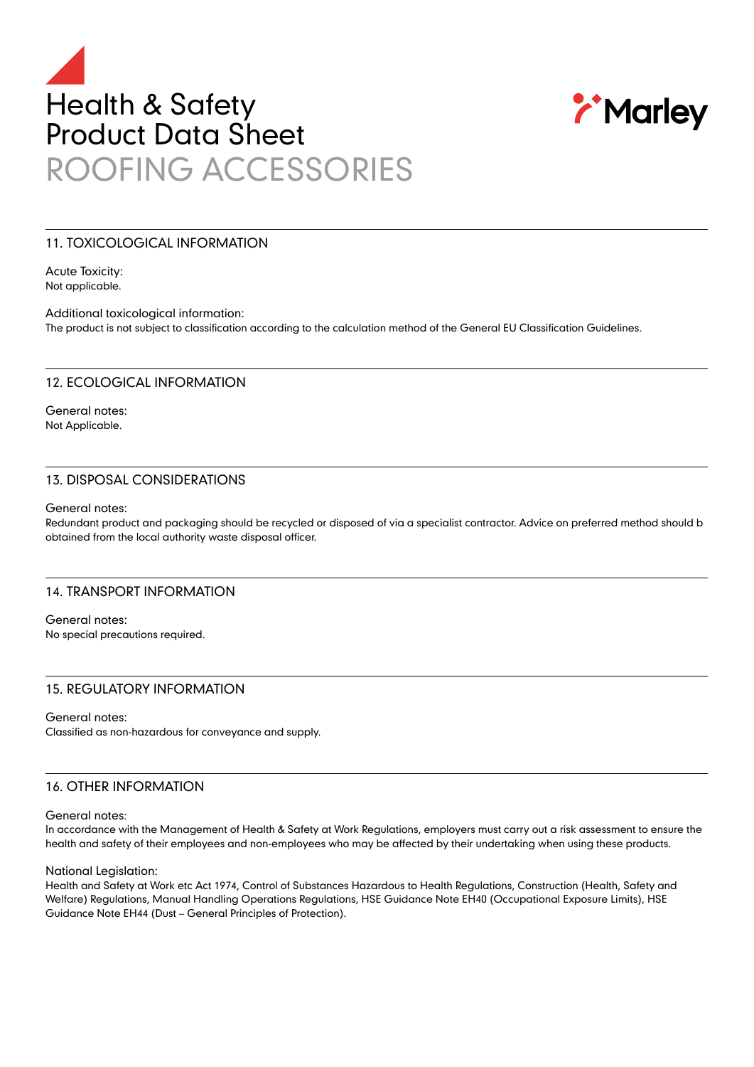# Health & Safety Product Data Sheet

# ROOFING ACCESSORIES

## 11. TOXICOLOGICAL INFORMATION

Acute Toxicity:
Not applicable.

Additional toxicological information:
The product is not subject to classification according to the calculation method of the General EU Classification Guidelines.

## 12. ECOLOGICAL INFORMATION

General notes:
Not Applicable.

## 13. DISPOSAL CONSIDERATIONS

General notes:
Redundant product and packaging should be recycled or disposed of via a specialist contractor. Advice on preferred method should b obtained from the local authority waste disposal officer.

## 14. TRANSPORT INFORMATION

General notes:
No special precautions required.

## 15. REGULATORY INFORMATION

General notes:
Classified as non-hazardous for conveyance and supply.

## 16. OTHER INFORMATION

General notes:
In accordance with the Management of Health & Safety at Work Regulations, employers must carry out a risk assessment to ensure the health and safety of their employees and non-employees who may be affected by their undertaking when using these products.

National Legislation:
Health and Safety at Work etc Act 1974, Control of Substances Hazardous to Health Regulations, Construction (Health, Safety and Welfare) Regulations, Manual Handling Operations Regulations, HSE Guidance Note EH40 (Occupational Exposure Limits), HSE Guidance Note EH44 (Dust – General Principles of Protection).